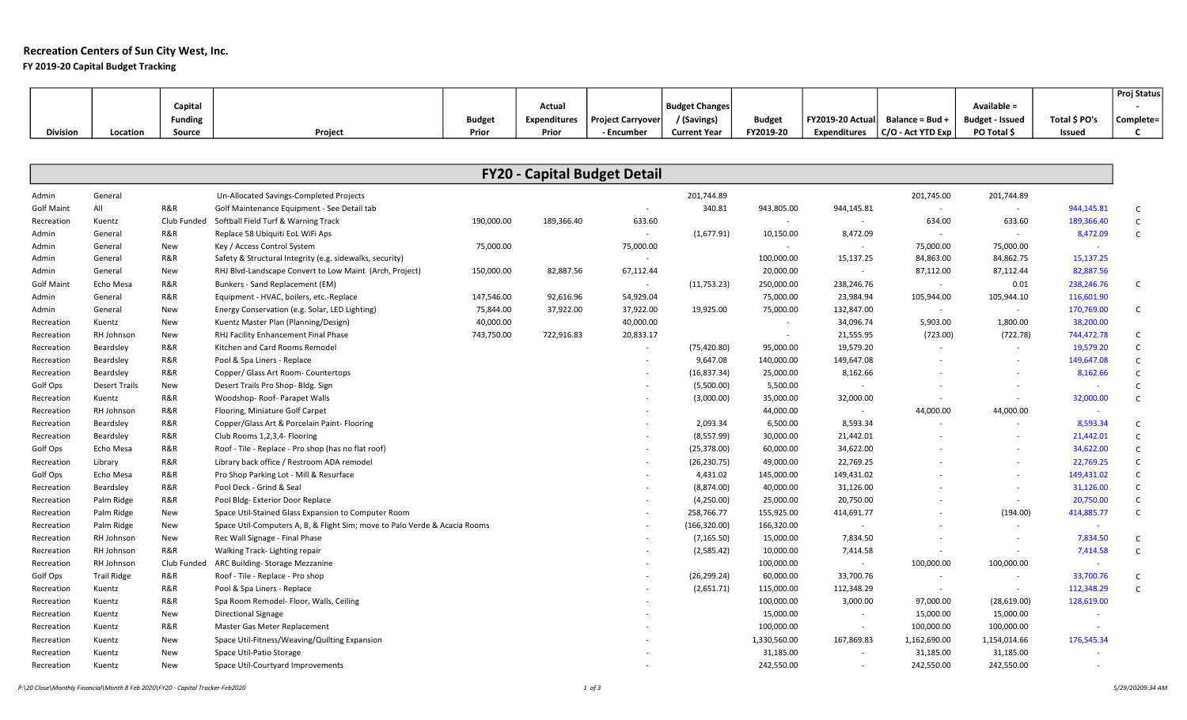# Recreation Centers of Sun City West, Inc.

**FY 2019-20 Capital Budget Tracking**

| Division | Location | Capital Funding Source | Project | Budget Prior | Actual Expenditures Prior | Project Carryover - Encumber | Budget Changes / (Savings) Current Year | Budget FY2019-20 | FY2019-20 Actual Expenditures | Balance = Bud + C/O - Act YTD Exp | Available = Budget - Issued PO Total $ | Total $ PO's Issued | Proj Status - Complete= C |
|---|---|---|---|---|---|---|---|---|---|---|---|---|---|
| **FY20 - Capital Budget Detail** | | | | | | | | | | | | | |
| Admin | General | | Un-Allocated Savings-Completed Projects | | | | 201,744.89 | | | 201,745.00 | 201,744.89 | | |
| Golf Maint | All | R&R | Golf Maintenance Equipment - See Detail tab | | | - | 340.81 | 943,805.00 | 944,145.81 | - | - | 944,145.81 | C |
| Recreation | Kuentz | Club Funded | Softball Field Turf & Warning Track | 190,000.00 | 189,366.40 | 633.60 | | - | - | 634.00 | 633.60 | 189,366.40 | C |
| Admin | General | R&R | Replace 58 Ubiquiti EoL WiFi Aps | | | - | (1,677.91) | 10,150.00 | 8,472.09 | - | - | 8,472.09 | C |
| Admin | General | New | Key / Access Control System | 75,000.00 | | 75,000.00 | | - | - | 75,000.00 | 75,000.00 | - | |
| Admin | General | R&R | Safety & Structural Integrity (e.g. sidewalks, security) | | | - | | 100,000.00 | 15,137.25 | 84,863.00 | 84,862.75 | 15,137.25 | |
| Admin | General | New | RHJ Blvd-Landscape Convert to Low Maint (Arch, Project) | 150,000.00 | 82,887.56 | 67,112.44 | | 20,000.00 | - | 87,112.00 | 87,112.44 | 82,887.56 | |
| Golf Maint | Echo Mesa | R&R | Bunkers - Sand Replacement (EM) | | | - | (11,753.23) | 250,000.00 | 238,246.76 | - | 0.01 | 238,246.76 | C |
| Admin | General | R&R | Equipment - HVAC, boilers, etc.-Replace | 147,546.00 | 92,616.96 | 54,929.04 | | 75,000.00 | 23,984.94 | 105,944.00 | 105,944.10 | 116,601.90 | |
| Admin | General | New | Energy Conservation (e.g. Solar, LED Lighting) | 75,844.00 | 37,922.00 | 37,922.00 | 19,925.00 | 75,000.00 | 132,847.00 | - | - | 170,769.00 | C |
| Recreation | Kuentz | New | Kuentz Master Plan (Planning/Design) | 40,000.00 | | 40,000.00 | | - | 34,096.74 | 5,903.00 | 1,800.00 | 38,200.00 | |
| Recreation | RH Johnson | New | RHJ Facility Enhancement Final Phase | 743,750.00 | 722,916.83 | 20,833.17 | | - | 21,555.95 | (723.00) | (722.78) | 744,472.78 | C |
| Recreation | Beardsley | R&R | Kitchen and Card Rooms Remodel | | | - | (75,420.80) | 95,000.00 | 19,579.20 | - | - | 19,579.20 | C |
| Recreation | Beardsley | R&R | Pool & Spa Liners - Replace | | | - | 9,647.08 | 140,000.00 | 149,647.08 | - | - | 149,647.08 | C |
| Recreation | Beardsley | R&R | Copper/ Glass Art Room- Countertops | | | - | (16,837.34) | 25,000.00 | 8,162.66 | - | - | 8,162.66 | C |
| Golf Ops | Desert Trails | New | Desert Trails Pro Shop- Bldg. Sign | | | - | (5,500.00) | 5,500.00 | - | - | - | - | C |
| Recreation | Kuentz | R&R | Woodshop- Roof- Parapet Walls | | | - | (3,000.00) | 35,000.00 | 32,000.00 | - | - | 32,000.00 | C |
| Recreation | RH Johnson | R&R | Flooring, Miniature Golf Carpet | | | - | | 44,000.00 | - | 44,000.00 | 44,000.00 | - | |
| Recreation | Beardsley | R&R | Copper/Glass Art & Porcelain Paint- Flooring | | | - | 2,093.34 | 6,500.00 | 8,593.34 | - | - | 8,593.34 | C |
| Recreation | Beardsley | R&R | Club Rooms 1,2,3,4- Flooring | | | - | (8,557.99) | 30,000.00 | 21,442.01 | - | - | 21,442.01 | C |
| Golf Ops | Echo Mesa | R&R | Roof - Tile - Replace - Pro shop (has no flat roof) | | | - | (25,378.00) | 60,000.00 | 34,622.00 | - | - | 34,622.00 | C |
| Recreation | Library | R&R | Library back office / Restroom ADA remodel | | | - | (26,230.75) | 49,000.00 | 22,769.25 | - | - | 22,769.25 | C |
| Golf Ops | Echo Mesa | R&R | Pro Shop Parking Lot - Mill & Resurface | | | - | 4,431.02 | 145,000.00 | 149,431.02 | - | - | 149,431.02 | C |
| Recreation | Beardsley | R&R | Pool Deck - Grind & Seal | | | - | (8,874.00) | 40,000.00 | 31,126.00 | - | - | 31,126.00 | C |
| Recreation | Palm Ridge | R&R | Pool Bldg- Exterior Door Replace | | | - | (4,250.00) | 25,000.00 | 20,750.00 | - | - | 20,750.00 | C |
| Recreation | Palm Ridge | New | Space Util-Stained Glass Expansion to Computer Room | | | - | 258,766.77 | 155,925.00 | 414,691.77 | - | (194.00) | 414,885.77 | C |
| Recreation | Palm Ridge | New | Space Util-Computers A, B, & Flight Sim; move to Palo Verde & Acacia Rooms | | | - | (166,320.00) | 166,320.00 | - | - | - | - | |
| Recreation | RH Johnson | New | Rec Wall Signage - Final Phase | | | - | (7,165.50) | 15,000.00 | 7,834.50 | - | - | 7,834.50 | C |
| Recreation | RH Johnson | R&R | Walking Track- Lighting repair | | | - | (2,585.42) | 10,000.00 | 7,414.58 | - | - | 7,414.58 | C |
| Recreation | RH Johnson | Club Funded | ARC Building- Storage Mezzanine | | | - | | 100,000.00 | - | 100,000.00 | 100,000.00 | - | |
| Golf Ops | Trail Ridge | R&R | Roof - Tile - Replace - Pro shop | | | - | (26,299.24) | 60,000.00 | 33,700.76 | - | - | 33,700.76 | C |
| Recreation | Kuentz | R&R | Pool & Spa Liners - Replace | | | - | (2,651.71) | 115,000.00 | 112,348.29 | - | - | 112,348.29 | C |
| Recreation | Kuentz | R&R | Spa Room Remodel- Floor, Walls, Ceiling | | | - | | 100,000.00 | 3,000.00 | 97,000.00 | (28,619.00) | 128,619.00 | |
| Recreation | Kuentz | New | Directional Signage | | | - | | 15,000.00 | - | 15,000.00 | 15,000.00 | - | |
| Recreation | Kuentz | R&R | Master Gas Meter Replacement | | | - | | 100,000.00 | - | 100,000.00 | 100,000.00 | - | |
| Recreation | Kuentz | New | Space Util-Fitness/Weaving/Quilting Expansion | | | - | | 1,330,560.00 | 167,869.83 | 1,162,690.00 | 1,154,014.66 | 176,545.34 | |
| Recreation | Kuentz | New | Space Util-Patio Storage | | | - | | 31,185.00 | - | 31,185.00 | 31,185.00 | - | |
| Recreation | Kuentz | New | Space Util-Courtyard Improvements | | | - | | 242,550.00 | - | 242,550.00 | 242,550.00 | - | |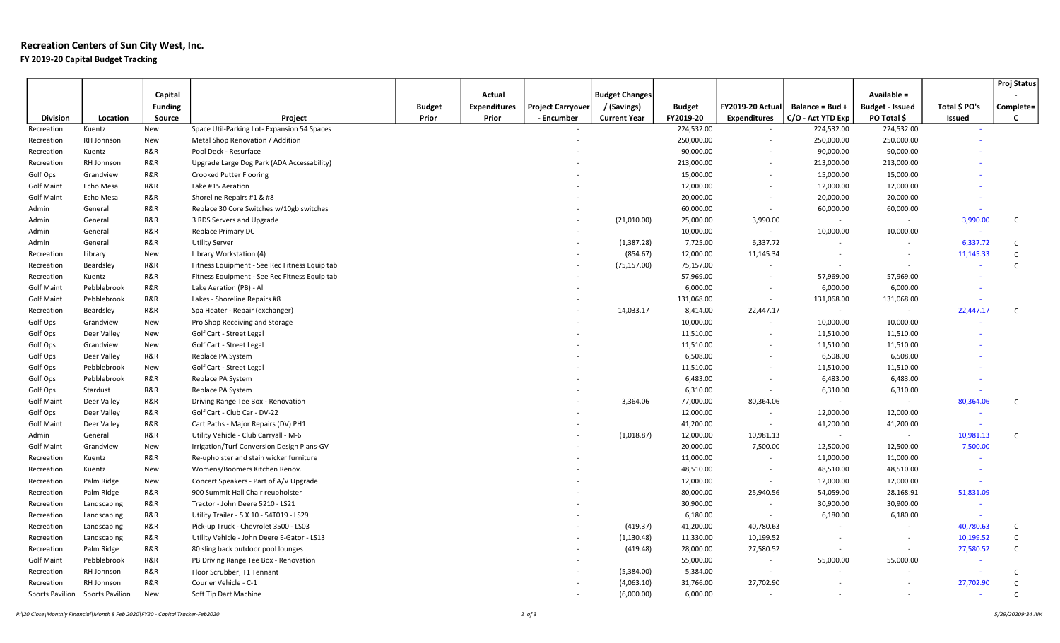# Recreation Centers of Sun City West, Inc.

**FY 2019-20 Capital Budget Tracking**

| Division | Location | Capital Funding Source | Project | Budget Prior | Actual Expenditures Prior | Project Carryover - Encumber | Budget Changes / (Savings) Current Year | Budget FY2019-20 | FY2019-20 Actual Expenditures | Balance = Bud + C/O - Act YTD Exp | Available = Budget - Issued PO Total $ | Total $ PO's Issued | Proj Status - Complete= C |
|---|---|---|---|---|---|---|---|---|---|---|---|---|---|
| Recreation | Kuentz | New | Space Util-Parking Lot- Expansion 54 Spaces | | | - | | 224,532.00 | - | 224,532.00 | 224,532.00 | - | |
| Recreation | RH Johnson | New | Metal Shop Renovation / Addition | | | - | | 250,000.00 | - | 250,000.00 | 250,000.00 | - | |
| Recreation | Kuentz | R&R | Pool Deck - Resurface | | | - | | 90,000.00 | - | 90,000.00 | 90,000.00 | - | |
| Recreation | RH Johnson | R&R | Upgrade Large Dog Park (ADA Accessability) | | | - | | 213,000.00 | - | 213,000.00 | 213,000.00 | - | |
| Golf Ops | Grandview | R&R | Crooked Putter Flooring | | | - | | 15,000.00 | - | 15,000.00 | 15,000.00 | - | |
| Golf Maint | Echo Mesa | R&R | Lake #15 Aeration | | | - | | 12,000.00 | - | 12,000.00 | 12,000.00 | - | |
| Golf Maint | Echo Mesa | R&R | Shoreline Repairs #1 & #8 | | | - | | 20,000.00 | - | 20,000.00 | 20,000.00 | - | |
| Admin | General | R&R | Replace 30 Core Switches w/10gb switches | | | - | | 60,000.00 | - | 60,000.00 | 60,000.00 | - | |
| Admin | General | R&R | 3 RDS Servers and Upgrade | | | - | (21,010.00) | 25,000.00 | 3,990.00 | - | - | 3,990.00 | C |
| Admin | General | R&R | Replace Primary DC | | | - | | 10,000.00 | - | 10,000.00 | 10,000.00 | - | |
| Admin | General | R&R | Utility Server | | | - | (1,387.28) | 7,725.00 | 6,337.72 | - | - | 6,337.72 | C |
| Recreation | Library | New | Library Workstation (4) | | | - | (854.67) | 12,000.00 | 11,145.34 | - | - | 11,145.33 | C |
| Recreation | Beardsley | R&R | Fitness Equipment - See Rec Fitness Equip tab | | | - | (75,157.00) | 75,157.00 | - | - | - | - | C |
| Recreation | Kuentz | R&R | Fitness Equipment - See Rec Fitness Equip tab | | | - | | 57,969.00 | - | 57,969.00 | 57,969.00 | - | |
| Golf Maint | Pebblebrook | R&R | Lake Aeration (PB) - All | | | - | | 6,000.00 | - | 6,000.00 | 6,000.00 | - | |
| Golf Maint | Pebblebrook | R&R | Lakes - Shoreline Repairs #8 | | | - | | 131,068.00 | - | 131,068.00 | 131,068.00 | - | |
| Recreation | Beardsley | R&R | Spa Heater - Repair (exchanger) | | | - | 14,033.17 | 8,414.00 | 22,447.17 | - | - | 22,447.17 | C |
| Golf Ops | Grandview | New | Pro Shop Receiving and Storage | | | - | | 10,000.00 | - | 10,000.00 | 10,000.00 | - | |
| Golf Ops | Deer Valley | New | Golf Cart - Street Legal | | | - | | 11,510.00 | - | 11,510.00 | 11,510.00 | - | |
| Golf Ops | Grandview | New | Golf Cart - Street Legal | | | - | | 11,510.00 | - | 11,510.00 | 11,510.00 | - | |
| Golf Ops | Deer Valley | R&R | Replace PA System | | | - | | 6,508.00 | - | 6,508.00 | 6,508.00 | - | |
| Golf Ops | Pebblebrook | New | Golf Cart - Street Legal | | | - | | 11,510.00 | - | 11,510.00 | 11,510.00 | - | |
| Golf Ops | Pebblebrook | R&R | Replace PA System | | | - | | 6,483.00 | - | 6,483.00 | 6,483.00 | - | |
| Golf Ops | Stardust | R&R | Replace PA System | | | - | | 6,310.00 | - | 6,310.00 | 6,310.00 | - | |
| Golf Maint | Deer Valley | R&R | Driving Range Tee Box - Renovation | | | - | 3,364.06 | 77,000.00 | 80,364.06 | - | - | 80,364.06 | C |
| Golf Ops | Deer Valley | R&R | Golf Cart - Club Car - DV-22 | | | - | | 12,000.00 | - | 12,000.00 | 12,000.00 | - | |
| Golf Maint | Deer Valley | R&R | Cart Paths - Major Repairs (DV) PH1 | | | - | | 41,200.00 | - | 41,200.00 | 41,200.00 | - | |
| Admin | General | R&R | Utility Vehicle - Club Carryall - M-6 | | | - | (1,018.87) | 12,000.00 | 10,981.13 | - | - | 10,981.13 | C |
| Golf Maint | Grandview | New | Irrigation/Turf Conversion Design Plans-GV | | | - | | 20,000.00 | 7,500.00 | 12,500.00 | 12,500.00 | 7,500.00 | |
| Recreation | Kuentz | R&R | Re-upholster and stain wicker furniture | | | - | | 11,000.00 | - | 11,000.00 | 11,000.00 | - | |
| Recreation | Kuentz | New | Womens/Boomers Kitchen Renov. | | | - | | 48,510.00 | - | 48,510.00 | 48,510.00 | - | |
| Recreation | Palm Ridge | New | Concert Speakers - Part of A/V Upgrade | | | - | | 12,000.00 | - | 12,000.00 | 12,000.00 | - | |
| Recreation | Palm Ridge | R&R | 900 Summit Hall Chair reupholster | | | - | | 80,000.00 | 25,940.56 | 54,059.00 | 28,168.91 | 51,831.09 | |
| Recreation | Landscaping | R&R | Tractor - John Deere 5210 - LS21 | | | - | | 30,900.00 | - | 30,900.00 | 30,900.00 | - | |
| Recreation | Landscaping | R&R | Utility Trailer - 5 X 10 - 54T019 - LS29 | | | - | | 6,180.00 | - | 6,180.00 | 6,180.00 | - | |
| Recreation | Landscaping | R&R | Pick-up Truck - Chevrolet 3500 - LS03 | | | - | (419.37) | 41,200.00 | 40,780.63 | - | - | 40,780.63 | C |
| Recreation | Landscaping | R&R | Utility Vehicle - John Deere E-Gator - LS13 | | | - | (1,130.48) | 11,330.00 | 10,199.52 | - | - | 10,199.52 | C |
| Recreation | Palm Ridge | R&R | 80 sling back outdoor pool lounges | | | - | (419.48) | 28,000.00 | 27,580.52 | - | - | 27,580.52 | C |
| Golf Maint | Pebblebrook | R&R | PB Driving Range Tee Box - Renovation | | | - | | 55,000.00 | - | 55,000.00 | 55,000.00 | - | |
| Recreation | RH Johnson | R&R | Floor Scrubber, T1 Tennant | | | - | (5,384.00) | 5,384.00 | - | - | - | - | C |
| Recreation | RH Johnson | R&R | Courier Vehicle - C-1 | | | - | (4,063.10) | 31,766.00 | 27,702.90 | - | - | 27,702.90 | C |
| Sports Pavilion | Sports Pavilion | New | Soft Tip Dart Machine | | | - | (6,000.00) | 6,000.00 | - | - | - | - | C |

P:\20 Close\Monthly Financial\Month 8 Feb 2020\FY20 - Capital Tracker-Feb2020 5/29/20209:34 AM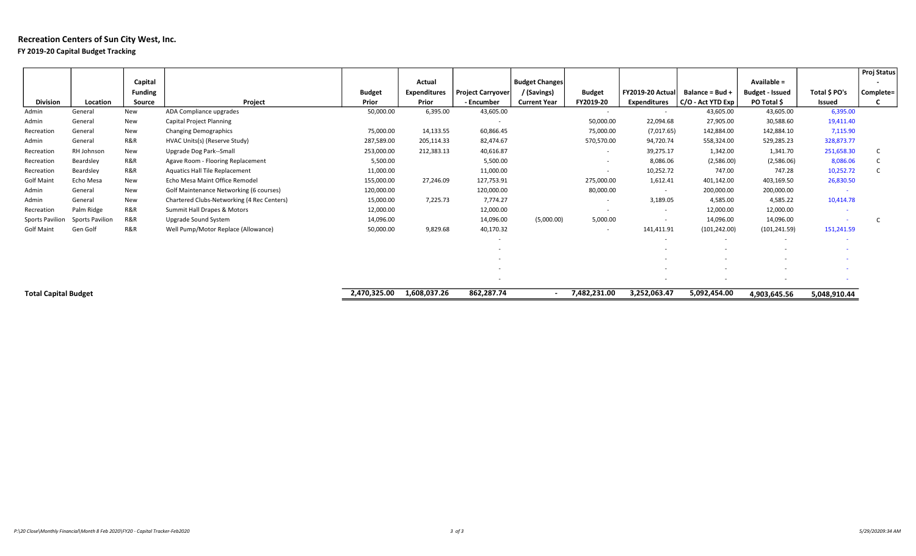## Recreation Centers of Sun City West, Inc.

**FY 2019-20 Capital Budget Tracking**

| Division | Location | Capital Funding Source | Project | Budget Prior | Actual Expenditures Prior | Project Carryover - Encumber | Budget Changes / (Savings) Current Year | Budget FY2019-20 | FY2019-20 Actual Expenditures | Balance = Bud + C/O - Act YTD Exp | Available = Budget - Issued PO Total $ | Total $ PO's Issued | Proj Status - Complete= C |
|---|---|---|---|---|---|---|---|---|---|---|---|---|---|
| Admin | General | New | ADA Compliance upgrades | 50,000.00 | 6,395.00 | 43,605.00 | | - | - | 43,605.00 | 43,605.00 | 6,395.00 | |
| Admin | General | New | Capital Project Planning | | | - | | 50,000.00 | 22,094.68 | 27,905.00 | 30,588.60 | 19,411.40 | |
| Recreation | General | New | Changing Demographics | 75,000.00 | 14,133.55 | 60,866.45 | | 75,000.00 | (7,017.65) | 142,884.00 | 142,884.10 | 7,115.90 | |
| Admin | General | R&R | HVAC Units(s) (Reserve Study) | 287,589.00 | 205,114.33 | 82,474.67 | | 570,570.00 | 94,720.74 | 558,324.00 | 529,285.23 | 328,873.77 | |
| Recreation | RH Johnson | New | Upgrade Dog Park--Small | 253,000.00 | 212,383.13 | 40,616.87 | | - | 39,275.17 | 1,342.00 | 1,341.70 | 251,658.30 | C |
| Recreation | Beardsley | R&R | Agave Room - Flooring Replacement | 5,500.00 | | 5,500.00 | | - | 8,086.06 | (2,586.00) | (2,586.06) | 8,086.06 | C |
| Recreation | Beardsley | R&R | Aquatics Hall Tile Replacement | 11,000.00 | | 11,000.00 | | - | 10,252.72 | 747.00 | 747.28 | 10,252.72 | C |
| Golf Maint | Echo Mesa | New | Echo Mesa Maint Office Remodel | 155,000.00 | 27,246.09 | 127,753.91 | | 275,000.00 | 1,612.41 | 401,142.00 | 403,169.50 | 26,830.50 | |
| Admin | General | New | Golf Maintenance Networking (6 courses) | 120,000.00 | | 120,000.00 | | 80,000.00 | - | 200,000.00 | 200,000.00 | - | |
| Admin | General | New | Chartered Clubs-Networking (4 Rec Centers) | 15,000.00 | 7,225.73 | 7,774.27 | | - | 3,189.05 | 4,585.00 | 4,585.22 | 10,414.78 | |
| Recreation | Palm Ridge | R&R | Summit Hall Drapes & Motors | 12,000.00 | | 12,000.00 | | - | - | 12,000.00 | 12,000.00 | - | |
| Sports Pavilion | Sports Pavilion | R&R | Upgrade Sound System | 14,096.00 | | 14,096.00 | (5,000.00) | 5,000.00 | - | 14,096.00 | 14,096.00 | - | C |
| Golf Maint | Gen Golf | R&R | Well Pump/Motor Replace (Allowance) | 50,000.00 | 9,829.68 | 40,170.32 | | - | 141,411.91 | (101,242.00) | (101,241.59) | 151,241.59 | |
| | | | | | | - | | | - | - | - | - | |
| | | | | | | - | | | - | - | - | - | |
| | | | | | | - | | | - | - | - | - | |
| | | | | | | - | | | - | - | - | - | |
| | | | | | | - | | | - | - | - | - | |
| **Total Capital Budget** | | | | **2,470,325.00** | **1,608,037.26** | **862,287.74** | **-** | **7,482,231.00** | **3,252,063.47** | **5,092,454.00** | **4,903,645.56** | **5,048,910.44** | |

P:\20 Close\Monthly Financial\Month 8 Feb 2020\FY20 - Capital Tracker-Feb2020 5/29/20209:34 AM